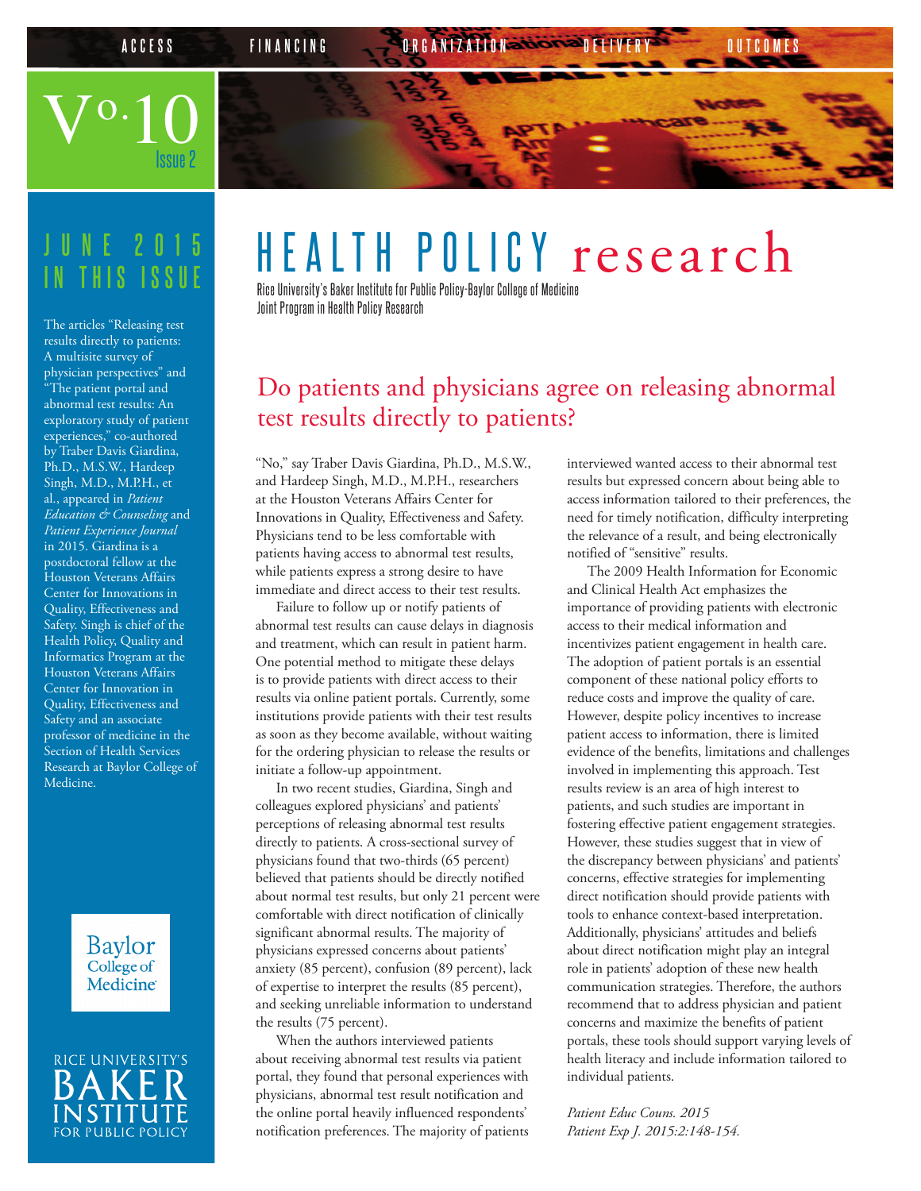ACCESS FINANCING ORGANIZATION DELIVERY OUTCOMES

Vo. 10
Issue 2

# HEALTH POLICY research

Rice University's Baker Institute for Public Policy-Baylor College of Medicine
Joint Program in Health Policy Research

## JUNE 2015 IN THIS ISSUE

The articles "Releasing test results directly to patients: A multisite survey of physician perspectives" and "The patient portal and abnormal test results: An exploratory study of patient experiences," co-authored by Traber Davis Giardina, Ph.D., M.S.W., Hardeep Singh, M.D., M.P.H., et al., appeared in *Patient Education & Counseling* and *Patient Experience Journal* in 2015. Giardina is a postdoctoral fellow at the Houston Veterans Affairs Center for Innovations in Quality, Effectiveness and Safety. Singh is chief of the Health Policy, Quality and Informatics Program at the Houston Veterans Affairs Center for Innovation in Quality, Effectiveness and Safety and an associate professor of medicine in the Section of Health Services Research at Baylor College of Medicine.

Baylor College of Medicine

RICE UNIVERSITY'S BAKER INSTITUTE FOR PUBLIC POLICY

## Do patients and physicians agree on releasing abnormal test results directly to patients?

"No," say Traber Davis Giardina, Ph.D., M.S.W., and Hardeep Singh, M.D., M.P.H., researchers at the Houston Veterans Affairs Center for Innovations in Quality, Effectiveness and Safety. Physicians tend to be less comfortable with patients having access to abnormal test results, while patients express a strong desire to have immediate and direct access to their test results.

Failure to follow up or notify patients of abnormal test results can cause delays in diagnosis and treatment, which can result in patient harm. One potential method to mitigate these delays is to provide patients with direct access to their results via online patient portals. Currently, some institutions provide patients with their test results as soon as they become available, without waiting for the ordering physician to release the results or initiate a follow-up appointment.

In two recent studies, Giardina, Singh and colleagues explored physicians' and patients' perceptions of releasing abnormal test results directly to patients. A cross-sectional survey of physicians found that two-thirds (65 percent) believed that patients should be directly notified about normal test results, but only 21 percent were comfortable with direct notification of clinically significant abnormal results. The majority of physicians expressed concerns about patients' anxiety (85 percent), confusion (89 percent), lack of expertise to interpret the results (85 percent), and seeking unreliable information to understand the results (75 percent).

When the authors interviewed patients about receiving abnormal test results via patient portal, they found that personal experiences with physicians, abnormal test result notification and the online portal heavily influenced respondents' notification preferences. The majority of patients interviewed wanted access to their abnormal test results but expressed concern about being able to access information tailored to their preferences, the need for timely notification, difficulty interpreting the relevance of a result, and being electronically notified of "sensitive" results.

The 2009 Health Information for Economic and Clinical Health Act emphasizes the importance of providing patients with electronic access to their medical information and incentivizes patient engagement in health care. The adoption of patient portals is an essential component of these national policy efforts to reduce costs and improve the quality of care. However, despite policy incentives to increase patient access to information, there is limited evidence of the benefits, limitations and challenges involved in implementing this approach. Test results review is an area of high interest to patients, and such studies are important in fostering effective patient engagement strategies. However, these studies suggest that in view of the discrepancy between physicians' and patients' concerns, effective strategies for implementing direct notification should provide patients with tools to enhance context-based interpretation. Additionally, physicians' attitudes and beliefs about direct notification might play an integral role in patients' adoption of these new health communication strategies. Therefore, the authors recommend that to address physician and patient concerns and maximize the benefits of patient portals, these tools should support varying levels of health literacy and include information tailored to individual patients.

*Patient Educ Couns. 2015*
*Patient Exp J. 2015:2:148-154.*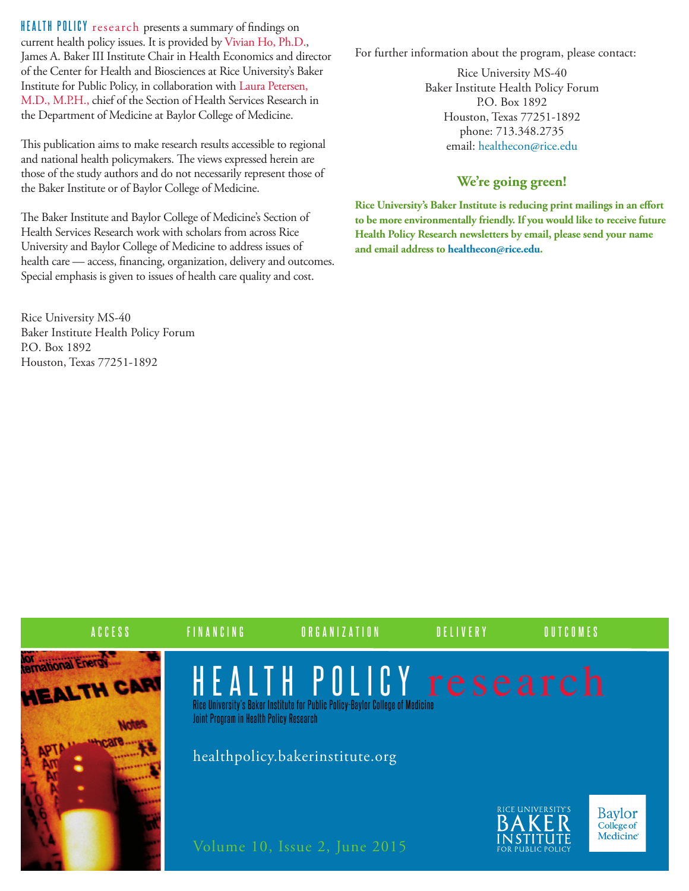**HEALTH POLICY research** presents a summary of findings on current health policy issues. It is provided by Vivian Ho, Ph.D., James A. Baker III Institute Chair in Health Economics and director of the Center for Health and Biosciences at Rice University's Baker Institute for Public Policy, in collaboration with Laura Petersen, M.D., M.P.H., chief of the Section of Health Services Research in the Department of Medicine at Baylor College of Medicine.

This publication aims to make research results accessible to regional and national health policymakers. The views expressed herein are those of the study authors and do not necessarily represent those of the Baker Institute or of Baylor College of Medicine.

The Baker Institute and Baylor College of Medicine's Section of Health Services Research work with scholars from across Rice University and Baylor College of Medicine to address issues of health care — access, financing, organization, delivery and outcomes. Special emphasis is given to issues of health care quality and cost.

Rice University MS-40
Baker Institute Health Policy Forum
P.O. Box 1892
Houston, Texas 77251-1892

For further information about the program, please contact:

Rice University MS-40
Baker Institute Health Policy Forum
P.O. Box 1892
Houston, Texas 77251-1892
phone: 713.348.2735
email: healthecon@rice.edu

## We're going green!

**Rice University's Baker Institute is reducing print mailings in an effort to be more environmentally friendly. If you would like to receive future Health Policy Research newsletters by email, please send your name and email address to healthecon@rice.edu.**

ACCESS FINANCING ORGANIZATION DELIVERY OUTCOMES

# HEALTH POLICY research

Rice University's Baker Institute for Public Policy-Baylor College of Medicine
Joint Program in Health Policy Research

healthpolicy.bakerinstitute.org

Volume 10, Issue 2, June 2015

RICE UNIVERSITY'S BAKER INSTITUTE FOR PUBLIC POLICY

Baylor College of Medicine